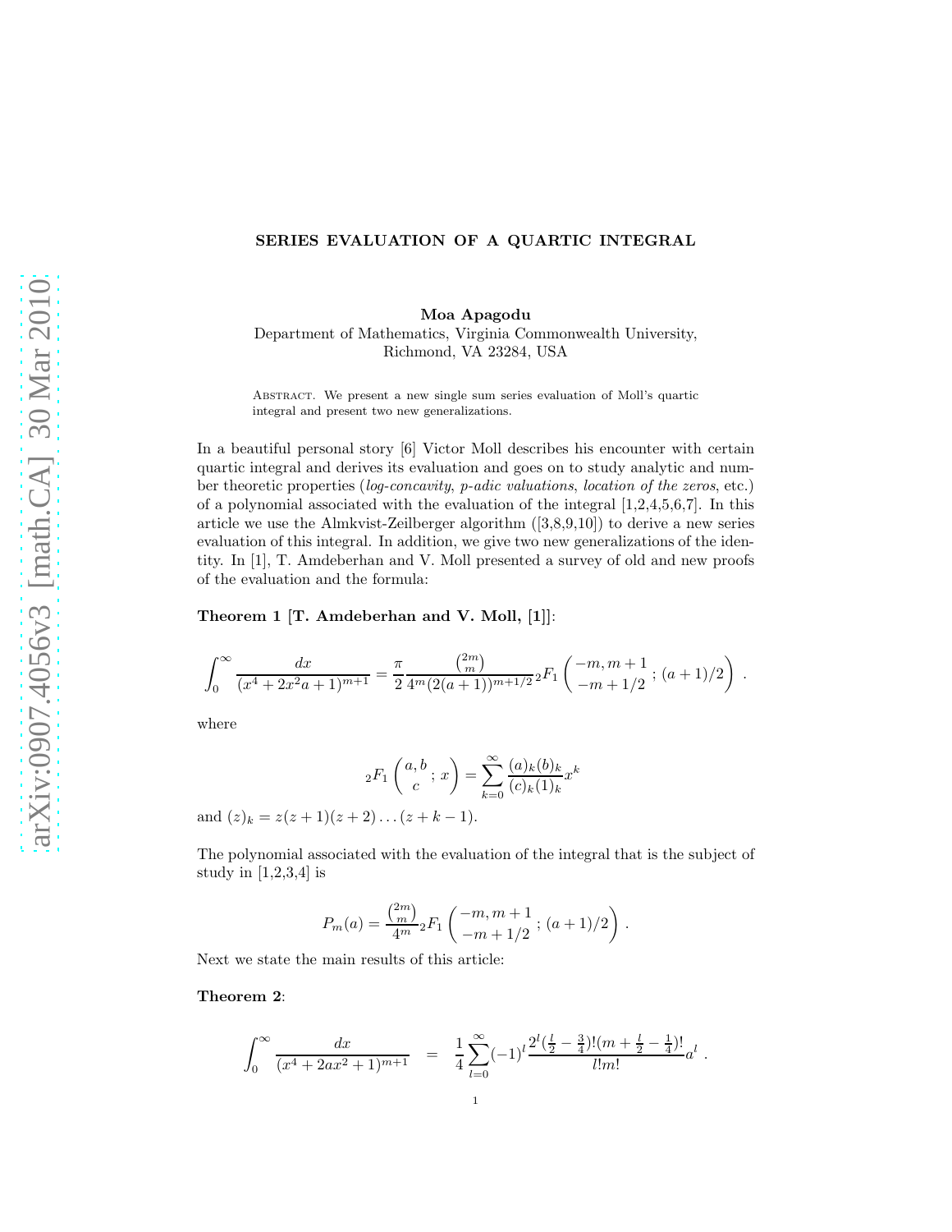# SERIES EVALUATION OF A QUARTIC INTEGRAL

**Moa Apagodu**

Department of Mathematics, Virginia Commonwealth University,
Richmond, VA 23284, USA

Abstract. We present a new single sum series evaluation of Moll's quartic integral and present two new generalizations.

In a beautiful personal story [6] Victor Moll describes his encounter with certain quartic integral and derives its evaluation and goes on to study analytic and number theoretic properties (*log-concavity*, *p-adic valuations*, *location of the zeros*, etc.) of a polynomial associated with the evaluation of the integral [1,2,4,5,6,7]. In this article we use the Almkvist-Zeilberger algorithm ([3,8,9,10]) to derive a new series evaluation of this integral. In addition, we give two new generalizations of the identity. In [1], T. Amdeberhan and V. Moll presented a survey of old and new proofs of the evaluation and the formula:

**Theorem 1 [T. Amdeberhan and V. Moll, [1]]**:

$$\int_0^\infty \frac{dx}{(x^4+2x^2a+1)^{m+1}} = \frac{\pi}{2}\frac{\binom{2m}{m}}{4^m(2(a+1))^{m+1/2}}\,{}_2F_1\left(\begin{matrix}-m, m+1\\ -m+1/2\end{matrix}\,;\,(a+1)/2\right)\,.$$

where

$${}_2F_1\left(\begin{matrix}a, b\\ c\end{matrix}\,;\,x\right) = \sum_{k=0}^{\infty}\frac{(a)_k(b)_k}{(c)_k(1)_k}x^k$$

and $(z)_k = z(z+1)(z+2)\dots(z+k-1)$.

The polynomial associated with the evaluation of the integral that is the subject of study in [1,2,3,4] is

$$P_m(a) = \frac{\binom{2m}{m}}{4^m}\,{}_2F_1\left(\begin{matrix}-m, m+1\\ -m+1/2\end{matrix}\,;\,(a+1)/2\right)\,.$$

Next we state the main results of this article:

**Theorem 2**:

$$\int_0^\infty \frac{dx}{(x^4+2ax^2+1)^{m+1}} \quad = \quad \frac{1}{4}\sum_{l=0}^{\infty}(-1)^l\frac{2^l(\frac{l}{2}-\frac{3}{4})!(m+\frac{l}{2}-\frac{1}{4})!}{l!m!}a^l\,.$$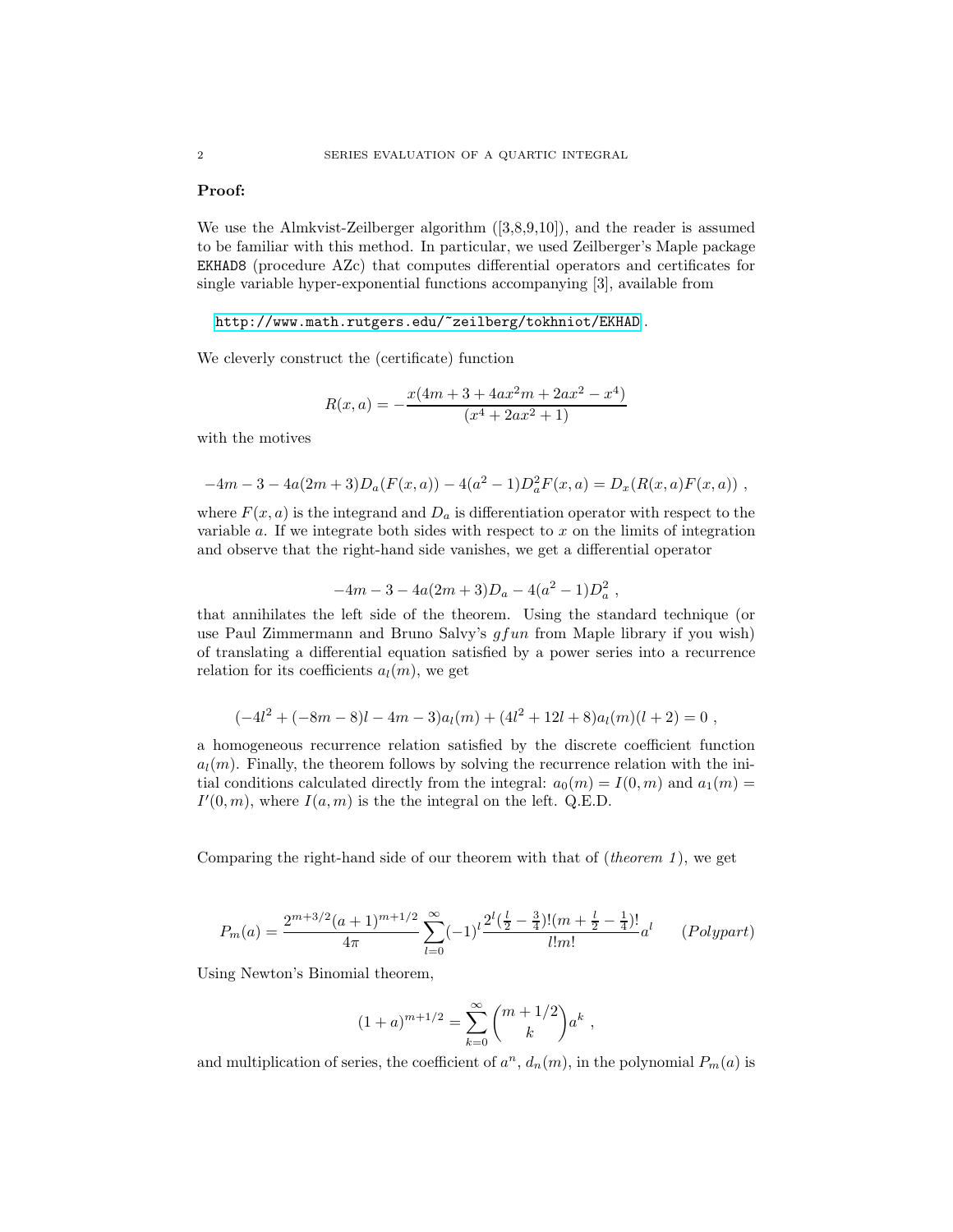**Proof:**

We use the Almkvist-Zeilberger algorithm ([3,8,9,10]), and the reader is assumed to be familiar with this method. In particular, we used Zeilberger's Maple package EKHAD8 (procedure AZc) that computes differential operators and certificates for single variable hyper-exponential functions accompanying [3], available from

http://www.math.rutgers.edu/~zeilberg/tokhniot/EKHAD .

We cleverly construct the (certificate) function

$$R(x, a) = -\frac{x(4m + 3 + 4ax^2m + 2ax^2 - x^4)}{(x^4 + 2ax^2 + 1)}$$

with the motives

$$-4m - 3 - 4a(2m + 3)D_a(F(x, a)) - 4(a^2 - 1)D_a^2 F(x, a) = D_x(R(x, a)F(x, a)) \ ,$$

where $F(x, a)$ is the integrand and $D_a$ is differentiation operator with respect to the variable $a$. If we integrate both sides with respect to $x$ on the limits of integration and observe that the right-hand side vanishes, we get a differential operator

$$-4m - 3 - 4a(2m + 3)D_a - 4(a^2 - 1)D_a^2 \ ,$$

that annihilates the left side of the theorem. Using the standard technique (or use Paul Zimmermann and Bruno Salvy's *gfun* from Maple library if you wish) of translating a differential equation satisfied by a power series into a recurrence relation for its coefficients $a_l(m)$, we get

$$(-4l^2 + (-8m - 8)l - 4m - 3)a_l(m) + (4l^2 + 12l + 8)a_l(m)(l + 2) = 0 \ ,$$

a homogeneous recurrence relation satisfied by the discrete coefficient function $a_l(m)$. Finally, the theorem follows by solving the recurrence relation with the initial conditions calculated directly from the integral: $a_0(m) = I(0, m)$ and $a_1(m) = I'(0, m)$, where $I(a, m)$ is the the integral on the left. Q.E.D.

Comparing the right-hand side of our theorem with that of (*theorem 1*), we get

$$P_m(a) = \frac{2^{m+3/2}(a + 1)^{m+1/2}}{4\pi} \sum_{l=0}^{\infty} (-1)^l \frac{2^l(\frac{l}{2} - \frac{3}{4})!(m + \frac{l}{2} - \frac{1}{4})!}{l!m!} a^l \qquad (Polypart)$$

Using Newton's Binomial theorem,

$$(1 + a)^{m+1/2} = \sum_{k=0}^{\infty} \binom{m + 1/2}{k} a^k \ ,$$

and multiplication of series, the coefficient of $a^n$, $d_n(m)$, in the polynomial $P_m(a)$ is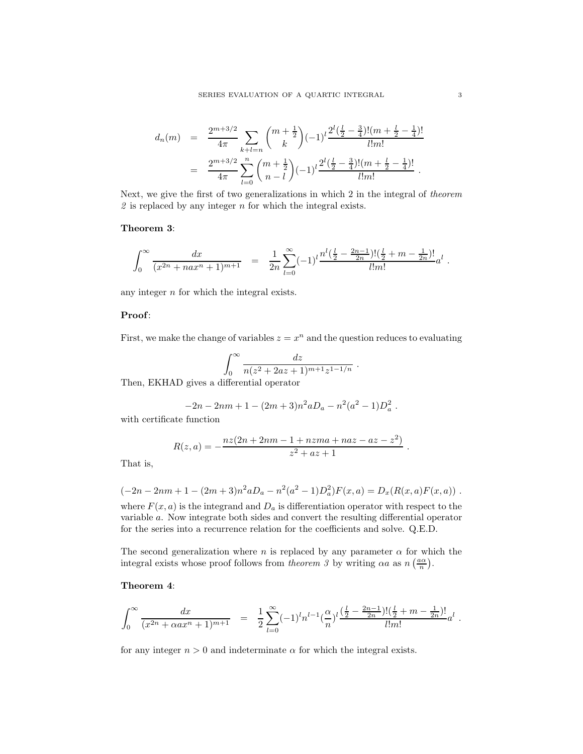$$
\begin{aligned}
d_n(m) &= \frac{2^{m+3/2}}{4\pi} \sum_{k+l=n} \binom{m+\frac{1}{2}}{k} (-1)^l \frac{2^l (\frac{l}{2}-\frac{3}{4})!(m+\frac{l}{2}-\frac{1}{4})!}{l!m!} \\
&= \frac{2^{m+3/2}}{4\pi} \sum_{l=0}^{n} \binom{m+\frac{1}{2}}{n-l} (-1)^l \frac{2^l (\frac{l}{2}-\frac{3}{4})!(m+\frac{l}{2}-\frac{1}{4})!}{l!m!} \ .
\end{aligned}
$$

Next, we give the first of two generalizations in which 2 in the integral of *theorem 2* is replaced by any integer $n$ for which the integral exists.

**Theorem 3**:

$$
\int_0^\infty \frac{dx}{(x^{2n}+nax^n+1)^{m+1}} \quad = \quad \frac{1}{2n} \sum_{l=0}^{\infty} (-1)^l \frac{n^l (\frac{l}{2}-\frac{2n-1}{2n})!(\frac{l}{2}+m-\frac{1}{2n})!}{l!m!} a^l \ .
$$

any integer $n$ for which the integral exists.

**Proof**:

First, we make the change of variables $z = x^n$ and the question reduces to evaluating

$$
\int_0^\infty \frac{dz}{n(z^2+2az+1)^{m+1} z^{1-1/n}} \ .
$$

Then, EKHAD gives a differential operator

$$
-2n - 2nm + 1 - (2m+3)n^2 a D_a - n^2(a^2-1) D_a^2 \ .
$$

with certificate function

$$
R(z,a) = -\frac{nz(2n+2nm-1+nzma+naz-az-z^2)}{z^2+az+1} \ .
$$

That is,

$$
(-2n-2nm+1-(2m+3)n^2 a D_a - n^2(a^2-1)D_a^2) F(x,a) = D_x(R(x,a)F(x,a)) \ .
$$

where $F(x,a)$ is the integrand and $D_a$ is differentiation operator with respect to the variable $a$. Now integrate both sides and convert the resulting differential operator for the series into a recurrence relation for the coefficients and solve. Q.E.D.

The second generalization where $n$ is replaced by any parameter $\alpha$ for which the integral exists whose proof follows from *theorem 3* by writing $\alpha a$ as $n\left(\frac{a\alpha}{n}\right)$.

**Theorem 4**:

$$
\int_0^\infty \frac{dx}{(x^{2n}+\alpha ax^n+1)^{m+1}} \quad = \quad \frac{1}{2} \sum_{l=0}^{\infty} (-1)^l n^{l-1} (\frac{\alpha}{n})^l \frac{(\frac{l}{2}-\frac{2n-1}{2n})!(\frac{l}{2}+m-\frac{1}{2n})!}{l!m!} a^l \ .
$$

for any integer $n > 0$ and indeterminate $\alpha$ for which the integral exists.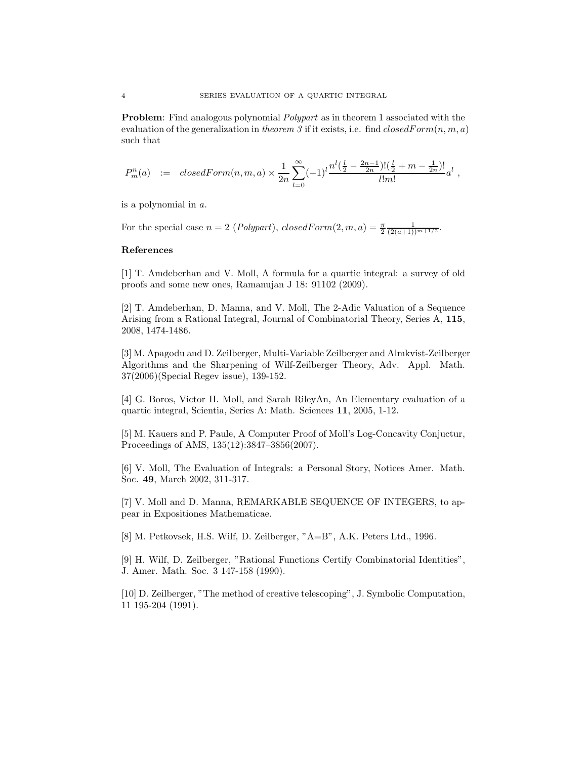**Problem**: Find analogous polynomial *Polypart* as in theorem 1 associated with the evaluation of the generalization in *theorem 3* if it exists, i.e. find $closedForm(n, m, a)$ such that

$$P_m^n(a) \quad := \quad closedForm(n, m, a) \times \frac{1}{2n} \sum_{l=0}^{\infty} (-1)^l \frac{n^l (\frac{l}{2} - \frac{2n-1}{2n})! (\frac{l}{2} + m - \frac{1}{2n})!}{l! m!} a^l \ ,$$

is a polynomial in $a$.

For the special case $n = 2$ (*Polypart*), $closedForm(2, m, a) = \frac{\pi}{2} \frac{1}{(2(a+1))^{m+1/2}}$.

## References

[1] T. Amdeberhan and V. Moll, A formula for a quartic integral: a survey of old proofs and some new ones, Ramanujan J 18: 91102 (2009).

[2] T. Amdeberhan, D. Manna, and V. Moll, The 2-Adic Valuation of a Sequence Arising from a Rational Integral, Journal of Combinatorial Theory, Series A, **115**, 2008, 1474-1486.

[3] M. Apagodu and D. Zeilberger, Multi-Variable Zeilberger and Almkvist-Zeilberger Algorithms and the Sharpening of Wilf-Zeilberger Theory, Adv. Appl. Math. 37(2006)(Special Regev issue), 139-152.

[4] G. Boros, Victor H. Moll, and Sarah RileyAn, An Elementary evaluation of a quartic integral, Scientia, Series A: Math. Sciences **11**, 2005, 1-12.

[5] M. Kauers and P. Paule, A Computer Proof of Moll's Log-Concavity Conjuctur, Proceedings of AMS, 135(12):3847–3856(2007).

[6] V. Moll, The Evaluation of Integrals: a Personal Story, Notices Amer. Math. Soc. **49**, March 2002, 311-317.

[7] V. Moll and D. Manna, REMARKABLE SEQUENCE OF INTEGERS, to appear in Expositiones Mathematicae.

[8] M. Petkovsek, H.S. Wilf, D. Zeilberger, "A=B", A.K. Peters Ltd., 1996.

[9] H. Wilf, D. Zeilberger, "Rational Functions Certify Combinatorial Identities", J. Amer. Math. Soc. 3 147-158 (1990).

[10] D. Zeilberger, "The method of creative telescoping", J. Symbolic Computation, 11 195-204 (1991).